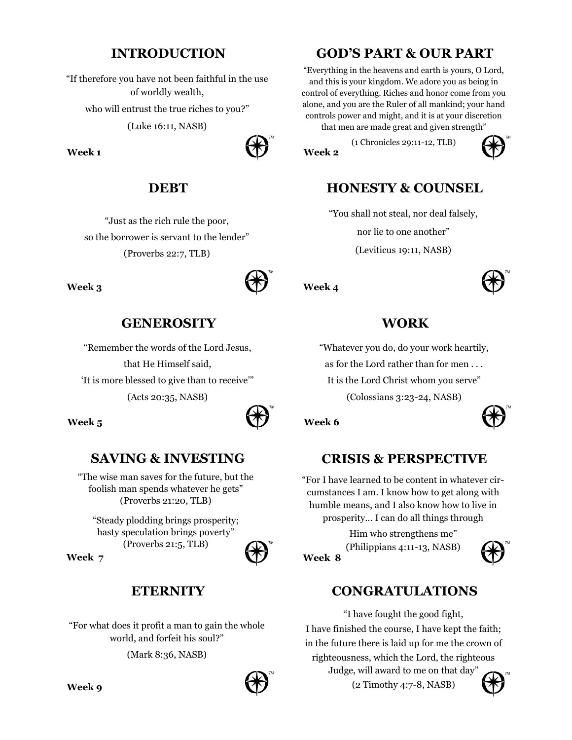## INTRODUCTION

"If therefore you have not been faithful in the use of worldly wealth,

who will entrust the true riches to you?"

(Luke 16:11, NASB)

**Week 1**

## GOD'S PART & OUR PART

"Everything in the heavens and earth is yours, O Lord, and this is your kingdom. We adore you as being in control of everything. Riches and honor come from you alone, and you are the Ruler of all mankind; your hand controls power and might, and it is at your discretion that men are made great and given strength"

(1 Chronicles 29:11-12, TLB)

**Week 2**

## DEBT

"Just as the rich rule the poor,

so the borrower is servant to the lender"

(Proverbs 22:7, TLB)

**Week 3**

## HONESTY & COUNSEL

"You shall not steal, nor deal falsely,

nor lie to one another"

(Leviticus 19:11, NASB)

**Week 4**

## GENEROSITY

"Remember the words of the Lord Jesus,

that He Himself said,

'It is more blessed to give than to receive'"

(Acts 20:35, NASB)

**Week 5**

## WORK

"Whatever you do, do your work heartily,

as for the Lord rather than for men . . .

It is the Lord Christ whom you serve"

(Colossians 3:23-24, NASB)

**Week 6**

## SAVING & INVESTING

"The wise man saves for the future, but the foolish man spends whatever he gets"
(Proverbs 21:20, TLB)

"Steady plodding brings prosperity;
hasty speculation brings poverty"
(Proverbs 21:5, TLB)

**Week 7**

## CRISIS & PERSPECTIVE

"For I have learned to be content in whatever circumstances I am. I know how to get along with humble means, and I also know how to live in prosperity... I can do all things through

Him who strengthens me"

(Philippians 4:11-13, NASB)

**Week 8**

## ETERNITY

"For what does it profit a man to gain the whole world, and forfeit his soul?"

(Mark 8:36, NASB)

**Week 9**

## CONGRATULATIONS

"I have fought the good fight,

I have finished the course, I have kept the faith;

in the future there is laid up for me the crown of righteousness, which the Lord, the righteous Judge, will award to me on that day"

(2 Timothy 4:7-8, NASB)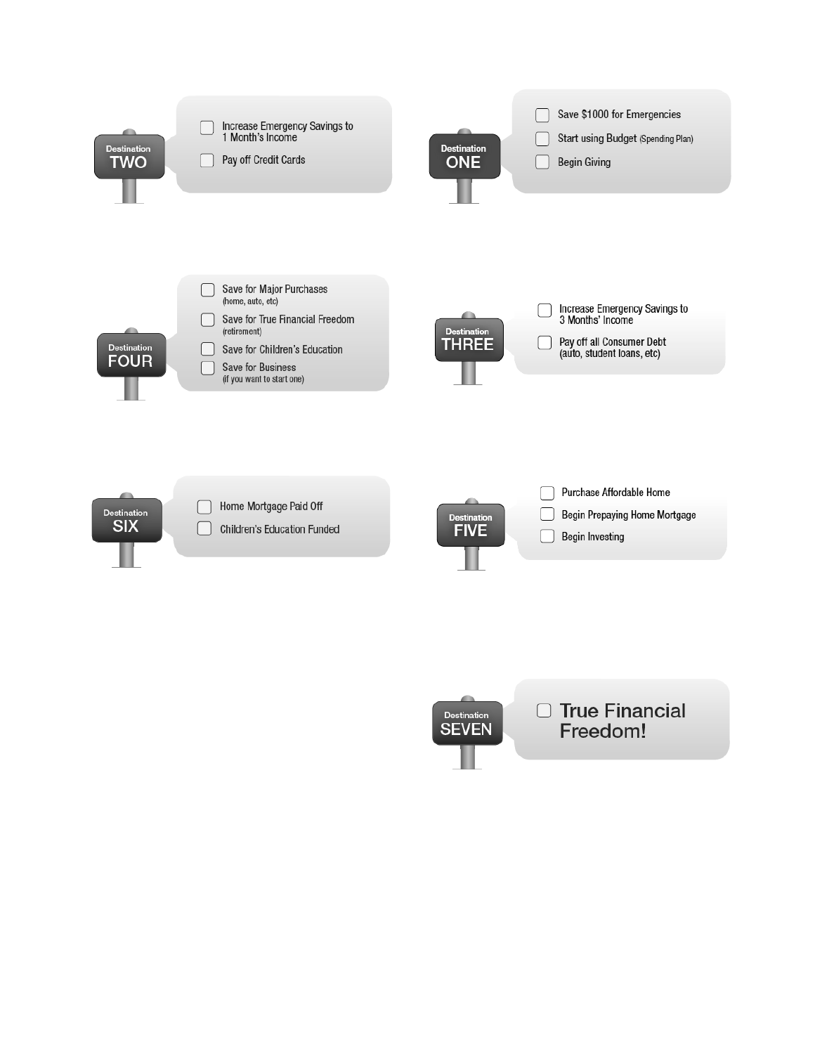## Destination ONE

- [ ] Save $1000 for Emergencies
- [ ] Start using Budget (Spending Plan)
- [ ] Begin Giving

## Destination TWO

- [ ] Increase Emergency Savings to 1 Month's Income
- [ ] Pay off Credit Cards

## Destination THREE

- [ ] Increase Emergency Savings to 3 Months' Income
- [ ] Pay off all Consumer Debt (auto, student loans, etc)

## Destination FOUR

- [ ] Save for Major Purchases (home, auto, etc)
- [ ] Save for True Financial Freedom (retirement)
- [ ] Save for Children's Education
- [ ] Save for Business (if you want to start one)

## Destination FIVE

- [ ] Purchase Affordable Home
- [ ] Begin Prepaying Home Mortgage
- [ ] Begin Investing

## Destination SIX

- [ ] Home Mortgage Paid Off
- [ ] Children's Education Funded

## Destination SEVEN

- [ ] **True Financial Freedom!**